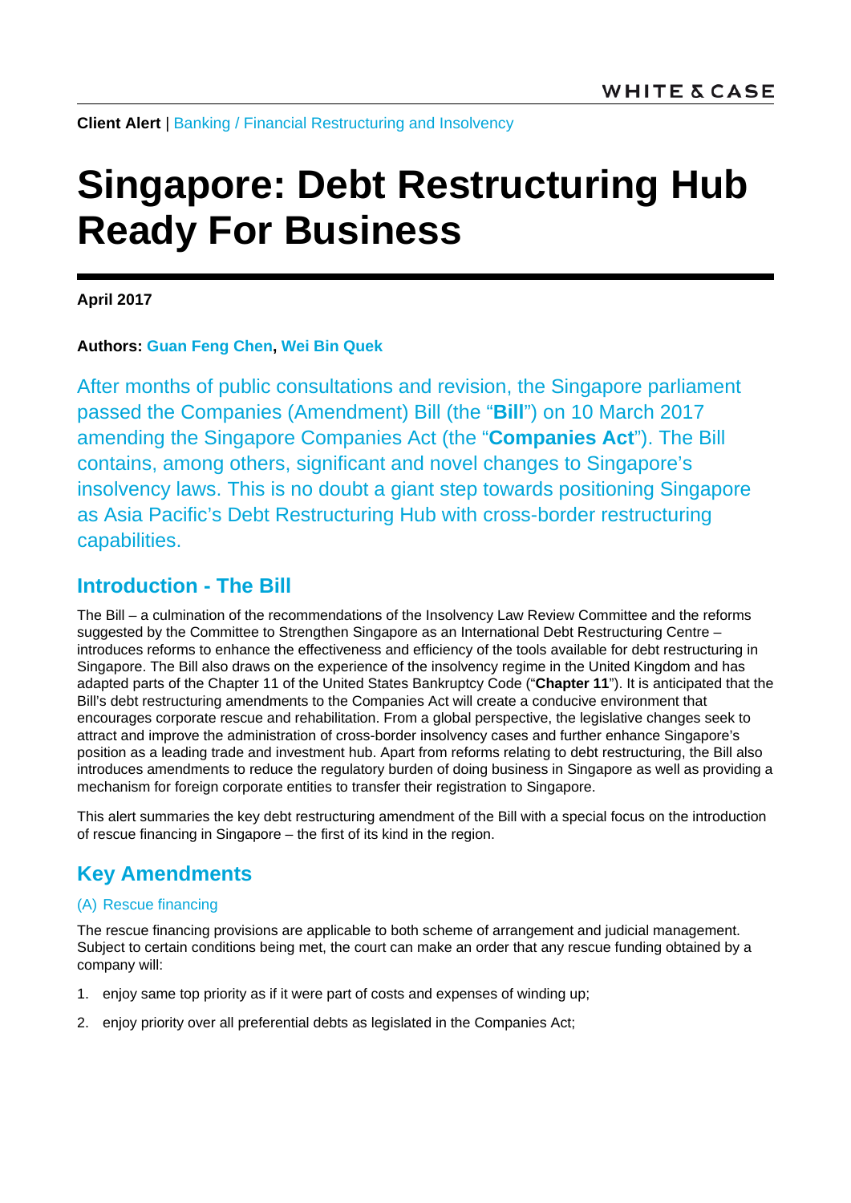**Client Alert** | Banking / Financial Restructuring and Insolvency

# Singapore: Debt Restructuring Hub Ready For Business

**April 2017**

**Authors: Guan Feng Chen, Wei Bin Quek**

After months of public consultations and revision, the Singapore parliament passed the Companies (Amendment) Bill (the "**Bill**") on 10 March 2017 amending the Singapore Companies Act (the "**Companies Act**"). The Bill contains, among others, significant and novel changes to Singapore's insolvency laws. This is no doubt a giant step towards positioning Singapore as Asia Pacific's Debt Restructuring Hub with cross-border restructuring capabilities.

## Introduction - The Bill

The Bill – a culmination of the recommendations of the Insolvency Law Review Committee and the reforms suggested by the Committee to Strengthen Singapore as an International Debt Restructuring Centre – introduces reforms to enhance the effectiveness and efficiency of the tools available for debt restructuring in Singapore. The Bill also draws on the experience of the insolvency regime in the United Kingdom and has adapted parts of the Chapter 11 of the United States Bankruptcy Code ("**Chapter 11**"). It is anticipated that the Bill's debt restructuring amendments to the Companies Act will create a conducive environment that encourages corporate rescue and rehabilitation. From a global perspective, the legislative changes seek to attract and improve the administration of cross-border insolvency cases and further enhance Singapore's position as a leading trade and investment hub. Apart from reforms relating to debt restructuring, the Bill also introduces amendments to reduce the regulatory burden of doing business in Singapore as well as providing a mechanism for foreign corporate entities to transfer their registration to Singapore.

This alert summaries the key debt restructuring amendment of the Bill with a special focus on the introduction of rescue financing in Singapore – the first of its kind in the region.

## Key Amendments

### (A) Rescue financing

The rescue financing provisions are applicable to both scheme of arrangement and judicial management. Subject to certain conditions being met, the court can make an order that any rescue funding obtained by a company will:

1. enjoy same top priority as if it were part of costs and expenses of winding up;
2. enjoy priority over all preferential debts as legislated in the Companies Act;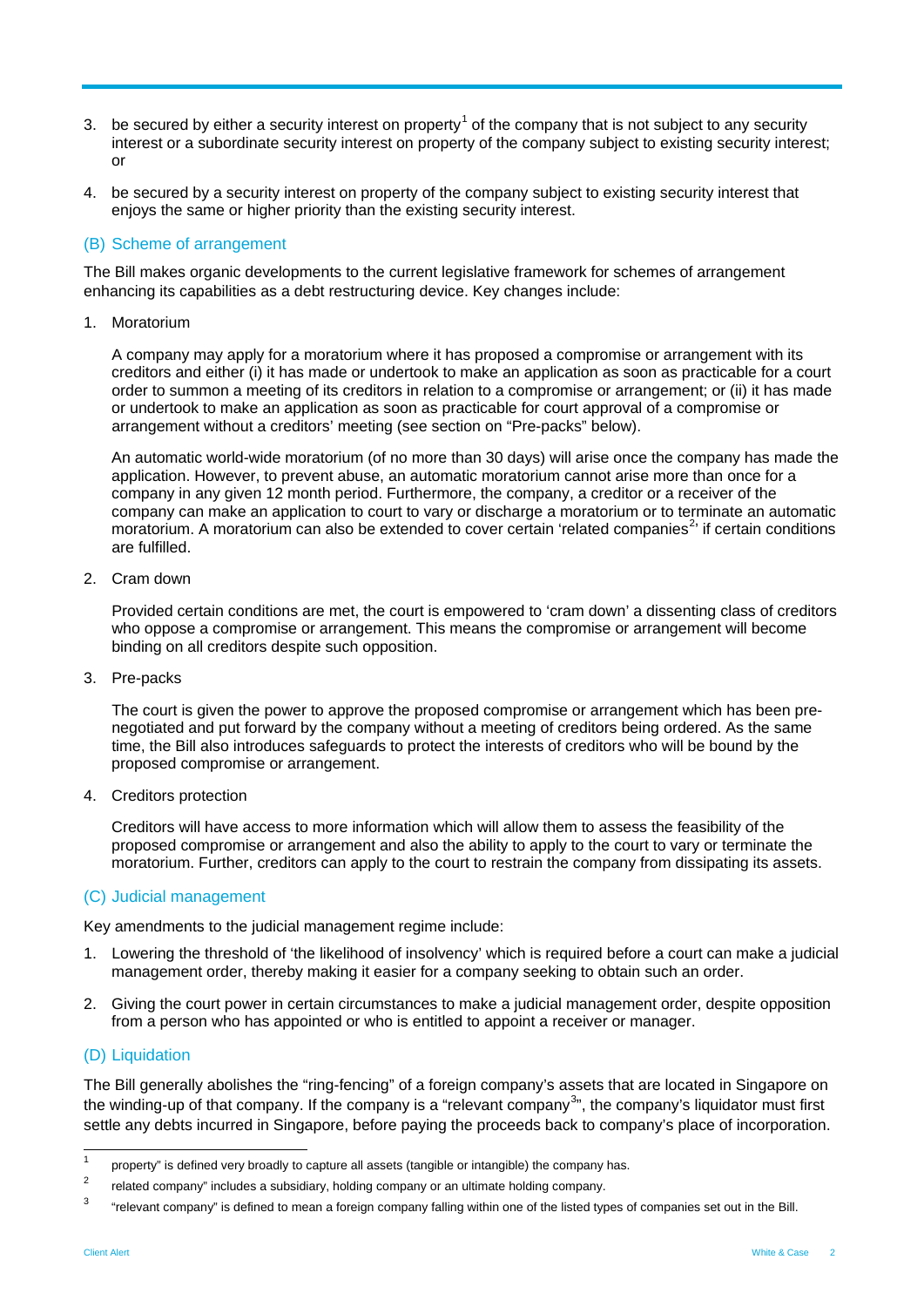3. be secured by either a security interest on property[1] of the company that is not subject to any security interest or a subordinate security interest on property of the company subject to existing security interest; or

4. be secured by a security interest on property of the company subject to existing security interest that enjoys the same or higher priority than the existing security interest.

## (B) Scheme of arrangement

The Bill makes organic developments to the current legislative framework for schemes of arrangement enhancing its capabilities as a debt restructuring device. Key changes include:

1. Moratorium

   A company may apply for a moratorium where it has proposed a compromise or arrangement with its creditors and either (i) it has made or undertook to make an application as soon as practicable for a court order to summon a meeting of its creditors in relation to a compromise or arrangement; or (ii) it has made or undertook to make an application as soon as practicable for court approval of a compromise or arrangement without a creditors' meeting (see section on "Pre-packs" below).

   An automatic world-wide moratorium (of no more than 30 days) will arise once the company has made the application. However, to prevent abuse, an automatic moratorium cannot arise more than once for a company in any given 12 month period. Furthermore, the company, a creditor or a receiver of the company can make an application to court to vary or discharge a moratorium or to terminate an automatic moratorium. A moratorium can also be extended to cover certain 'related companies[2]' if certain conditions are fulfilled.

2. Cram down

   Provided certain conditions are met, the court is empowered to 'cram down' a dissenting class of creditors who oppose a compromise or arrangement. This means the compromise or arrangement will become binding on all creditors despite such opposition.

3. Pre-packs

   The court is given the power to approve the proposed compromise or arrangement which has been pre-negotiated and put forward by the company without a meeting of creditors being ordered. As the same time, the Bill also introduces safeguards to protect the interests of creditors who will be bound by the proposed compromise or arrangement.

4. Creditors protection

   Creditors will have access to more information which will allow them to assess the feasibility of the proposed compromise or arrangement and also the ability to apply to the court to vary or terminate the moratorium. Further, creditors can apply to the court to restrain the company from dissipating its assets.

## (C) Judicial management

Key amendments to the judicial management regime include:

1. Lowering the threshold of 'the likelihood of insolvency' which is required before a court can make a judicial management order, thereby making it easier for a company seeking to obtain such an order.

2. Giving the court power in certain circumstances to make a judicial management order, despite opposition from a person who has appointed or who is entitled to appoint a receiver or manager.

## (D) Liquidation

The Bill generally abolishes the "ring-fencing" of a foreign company's assets that are located in Singapore on the winding-up of that company. If the company is a "relevant company[3]", the company's liquidator must first settle any debts incurred in Singapore, before paying the proceeds back to company's place of incorporation.

---

[1] property" is defined very broadly to capture all assets (tangible or intangible) the company has.

[2] related company" includes a subsidiary, holding company or an ultimate holding company.

[3] "relevant company" is defined to mean a foreign company falling within one of the listed types of companies set out in the Bill.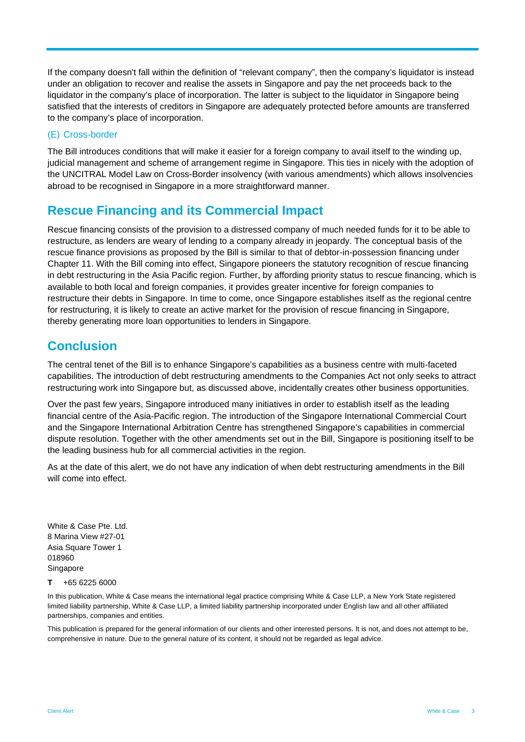If the company doesn't fall within the definition of "relevant company", then the company's liquidator is instead under an obligation to recover and realise the assets in Singapore and pay the net proceeds back to the liquidator in the company's place of incorporation. The latter is subject to the liquidator in Singapore being satisfied that the interests of creditors in Singapore are adequately protected before amounts are transferred to the company's place of incorporation.

### (E) Cross-border

The Bill introduces conditions that will make it easier for a foreign company to avail itself to the winding up, judicial management and scheme of arrangement regime in Singapore. This ties in nicely with the adoption of the UNCITRAL Model Law on Cross-Border insolvency (with various amendments) which allows insolvencies abroad to be recognised in Singapore in a more straightforward manner.

## Rescue Financing and its Commercial Impact

Rescue financing consists of the provision to a distressed company of much needed funds for it to be able to restructure, as lenders are weary of lending to a company already in jeopardy. The conceptual basis of the rescue finance provisions as proposed by the Bill is similar to that of debtor-in-possession financing under Chapter 11. With the Bill coming into effect, Singapore pioneers the statutory recognition of rescue financing in debt restructuring in the Asia Pacific region. Further, by affording priority status to rescue financing, which is available to both local and foreign companies, it provides greater incentive for foreign companies to restructure their debts in Singapore. In time to come, once Singapore establishes itself as the regional centre for restructuring, it is likely to create an active market for the provision of rescue financing in Singapore, thereby generating more loan opportunities to lenders in Singapore.

## Conclusion

The central tenet of the Bill is to enhance Singapore's capabilities as a business centre with multi-faceted capabilities. The introduction of debt restructuring amendments to the Companies Act not only seeks to attract restructuring work into Singapore but, as discussed above, incidentally creates other business opportunities.

Over the past few years, Singapore introduced many initiatives in order to establish itself as the leading financial centre of the Asia-Pacific region. The introduction of the Singapore International Commercial Court and the Singapore International Arbitration Centre has strengthened Singapore's capabilities in commercial dispute resolution. Together with the other amendments set out in the Bill, Singapore is positioning itself to be the leading business hub for all commercial activities in the region.

As at the date of this alert, we do not have any indication of when debt restructuring amendments in the Bill will come into effect.

White & Case Pte. Ltd.
8 Marina View #27-01
Asia Square Tower 1
018960
Singapore

**T** +65 6225 6000

In this publication, White & Case means the international legal practice comprising White & Case LLP, a New York State registered limited liability partnership, White & Case LLP, a limited liability partnership incorporated under English law and all other affiliated partnerships, companies and entities.

This publication is prepared for the general information of our clients and other interested persons. It is not, and does not attempt to be, comprehensive in nature. Due to the general nature of its content, it should not be regarded as legal advice.